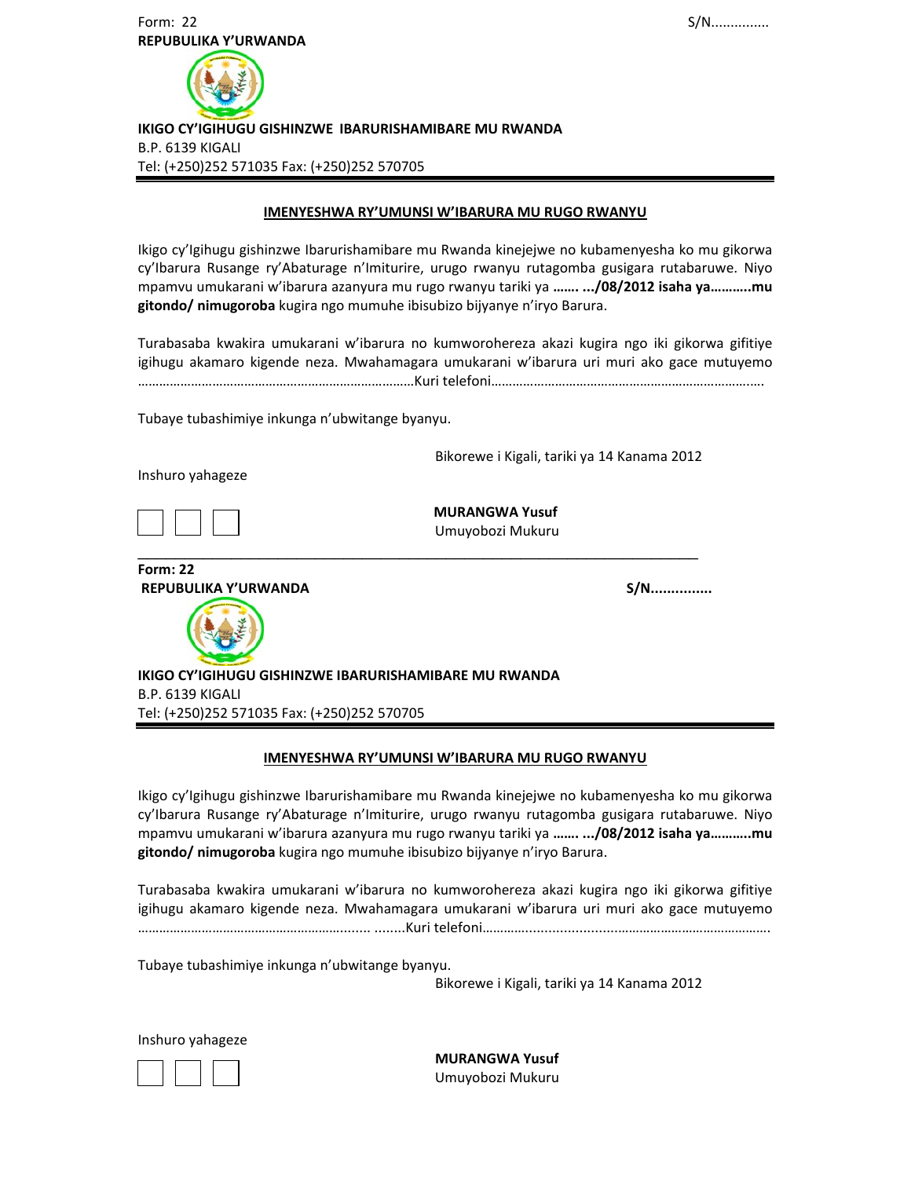Form: 22

S/N...............

**REPUBLIKA Y'URWANDA**

**IKIGO CY'IGIHUGU GISHINZWE IBARURISHAMIBARE MU RWANDA**

B.P. 6139 KIGALI

Tel: (+250)252 571035 Fax: (+250)252 570705

---

**IMENYESHWA RY'UMUNSI W'IBARURA MU RUGO RWANYU**

Ikigo cy'Igihugu gishinzwe Ibarurishamibare mu Rwanda kinejejwe no kubamenyesha ko mu gikorwa cy'Ibarura Rusange ry'Abaturage n'Imiturire, urugo rwanyu rutagomba gusigara rutabaruwe. Niyo mpamvu umukarani w'ibarura azanyura mu rugo rwanyu tariki ya **……. .../08/2012 isaha ya………..mu gitondo/ nimugoroba** kugira ngo mumuhe ibisubizo bijyanye n'iryo Barura.

Turabasaba kwakira umukarani w'ibarura no kumworohereza akazi kugira ngo iki gikorwa gifitiye igihugu akamaro kigende neza. Mwahamagara umukarani w'ibarura uri muri ako gace mutuyemo ………………………………………………………………….Kuri telefoni………………………………………………………………….

Tubaye tubashimiye inkunga n'ubwitange byanyu.

Bikorewe i Kigali, tariki ya 14 Kanama 2012

Inshuro yahageze

☐ ☐ ☐

**MURANGWA Yusuf**
Umuyobozi Mukuru

---

**Form: 22**

**REPUBLIKA Y'URWANDA**

**S/N...............**

**IKIGO CY'IGIHUGU GISHINZWE IBARURISHAMIBARE MU RWANDA**

B.P. 6139 KIGALI

Tel: (+250)252 571035 Fax: (+250)252 570705

---

**IMENYESHWA RY'UMUNSI W'IBARURA MU RUGO RWANYU**

Ikigo cy'Igihugu gishinzwe Ibarurishamibare mu Rwanda kinejejwe no kubamenyesha ko mu gikorwa cy'Ibarura Rusange ry'Abaturage n'Imiturire, urugo rwanyu rutagomba gusigara rutabaruwe. Niyo mpamvu umukarani w'ibarura azanyura mu rugo rwanyu tariki ya **……. .../08/2012 isaha ya………..mu gitondo/ nimugoroba** kugira ngo mumuhe ibisubizo bijyanye n'iryo Barura.

Turabasaba kwakira umukarani w'ibarura no kumworohereza akazi kugira ngo iki gikorwa gifitiye igihugu akamaro kigende neza. Mwahamagara umukarani w'ibarura uri muri ako gace mutuyemo …………………………………………………....... ........Kuri telefoni……………………………………………………………………….

Tubaye tubashimiye inkunga n'ubwitange byanyu.

Bikorewe i Kigali, tariki ya 14 Kanama 2012

Inshuro yahageze

☐ ☐ ☐

**MURANGWA Yusuf**
Umuyobozi Mukuru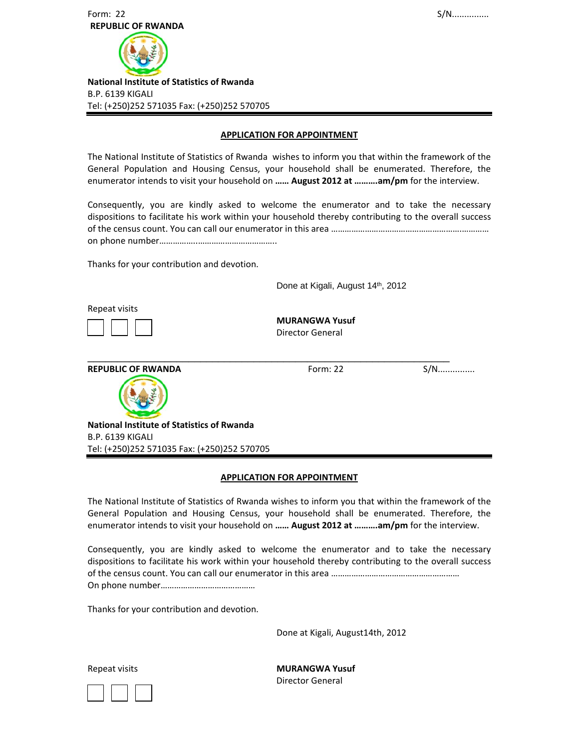Form: 22 S/N..............

**REPUBLIC OF RWANDA**

**National Institute of Statistics of Rwanda**
B.P. 6139 KIGALI
Tel: (+250)252 571035 Fax: (+250)252 570705

## APPLICATION FOR APPOINTMENT

The National Institute of Statistics of Rwanda wishes to inform you that within the framework of the General Population and Housing Census, your household shall be enumerated. Therefore, the enumerator intends to visit your household on **…… August 2012 at ……….am/pm** for the interview.

Consequently, you are kindly asked to welcome the enumerator and to take the necessary dispositions to facilitate his work within your household thereby contributing to the overall success of the census count. You can call our enumerator in this area ……………………………………………………………… on phone number……………..………………………………..

Thanks for your contribution and devotion.

Done at Kigali, August 14th, 2012

Repeat visits

☐ ☐ ☐

**MURANGWA Yusuf**
Director General

---

**REPUBLIC OF RWANDA** Form: 22 S/N..............

**National Institute of Statistics of Rwanda**
B.P. 6139 KIGALI
Tel: (+250)252 571035 Fax: (+250)252 570705

## APPLICATION FOR APPOINTMENT

The National Institute of Statistics of Rwanda wishes to inform you that within the framework of the General Population and Housing Census, your household shall be enumerated. Therefore, the enumerator intends to visit your household on **…… August 2012 at ……….am/pm** for the interview.

Consequently, you are kindly asked to welcome the enumerator and to take the necessary dispositions to facilitate his work within your household thereby contributing to the overall success of the census count. You can call our enumerator in this area ……………………………………………… On phone number……………………………………

Thanks for your contribution and devotion.

Done at Kigali, August14th, 2012

Repeat visits

☐ ☐ ☐

**MURANGWA Yusuf**
Director General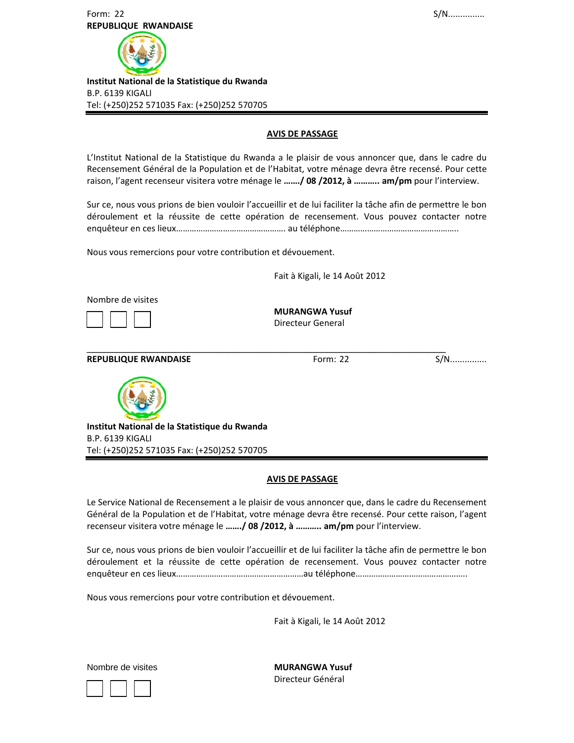Form: 22

S/N..............

**REPUBLIQUE RWANDAISE**

**Institut National de la Statistique du Rwanda**
B.P. 6139 KIGALI
Tel: (+250)252 571035 Fax: (+250)252 570705

---

## AVIS DE PASSAGE

L'Institut National de la Statistique du Rwanda a le plaisir de vous annoncer que, dans le cadre du Recensement Général de la Population et de l'Habitat, votre ménage devra être recensé. Pour cette raison, l'agent recenseur visitera votre ménage le **……/ 08 /2012, à ………. am/pm** pour l'interview.

Sur ce, nous vous prions de bien vouloir l'accueillir et de lui faciliter la tâche afin de permettre le bon déroulement et la réussite de cette opération de recensement. Vous pouvez contacter notre enquêteur en ces lieux…………………………………………. au téléphone……………………………………………..

Nous vous remercions pour votre contribution et dévouement.

Fait à Kigali, le 14 Août 2012

Nombre de visites

☐ ☐ ☐

**MURANGWA Yusuf**
Directeur General

---

**REPUBLIQUE RWANDAISE**

Form: 22

S/N..............

**Institut National de la Statistique du Rwanda**
B.P. 6139 KIGALI
Tel: (+250)252 571035 Fax: (+250)252 570705

---

## AVIS DE PASSAGE

Le Service National de Recensement a le plaisir de vous annoncer que, dans le cadre du Recensement Général de la Population et de l'Habitat, votre ménage devra être recensé. Pour cette raison, l'agent recenseur visitera votre ménage le **……/ 08 /2012, à ………. am/pm** pour l'interview.

Sur ce, nous vous prions de bien vouloir l'accueillir et de lui faciliter la tâche afin de permettre le bon déroulement et la réussite de cette opération de recensement. Vous pouvez contacter notre enquêteur en ces lieux…………………………………………………au téléphone…………………………………………..

Nous vous remercions pour votre contribution et dévouement.

Fait à Kigali, le 14 Août 2012

Nombre de visites

☐ ☐ ☐

**MURANGWA Yusuf**
Directeur Général